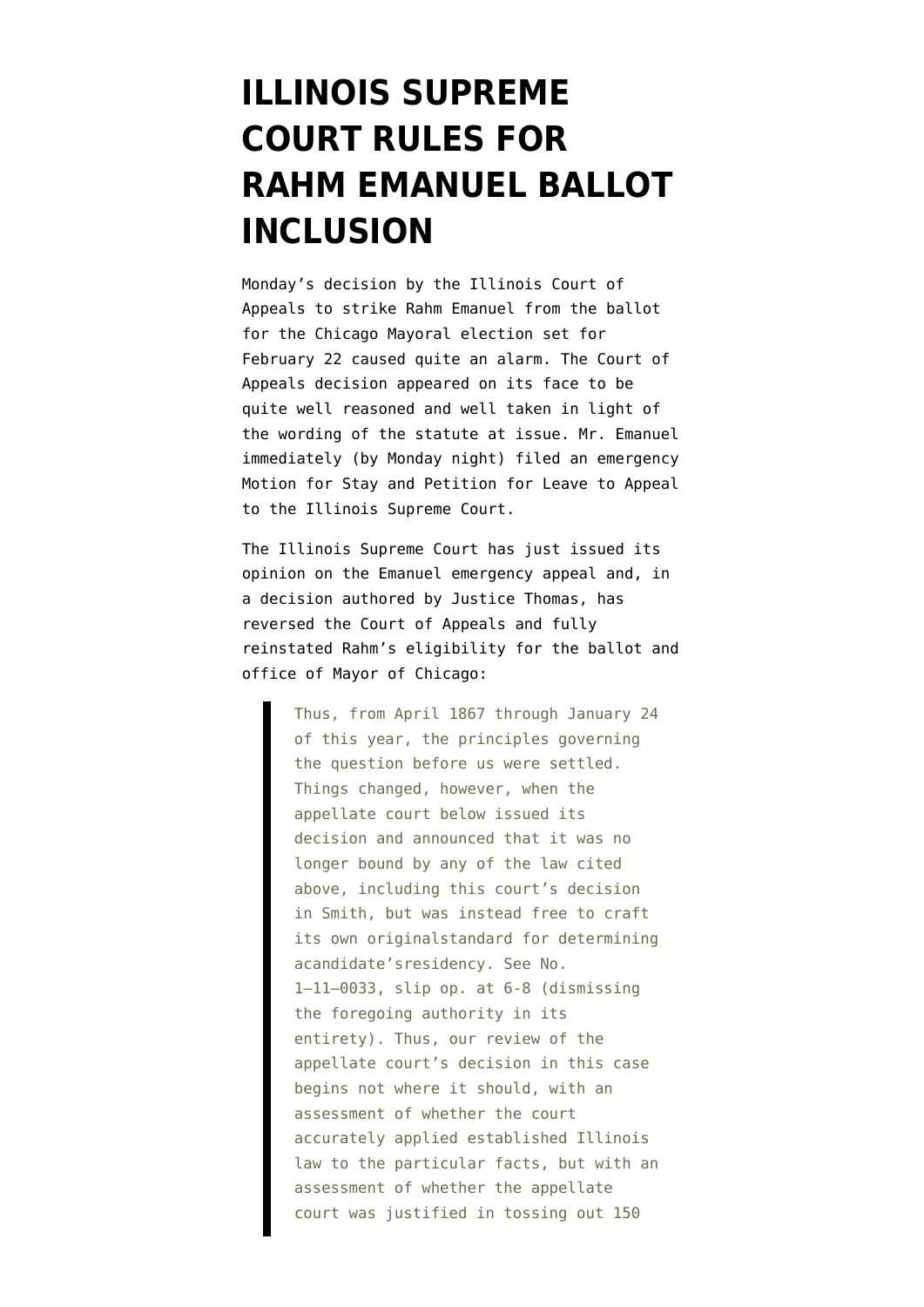# ILLINOIS SUPREME COURT RULES FOR RAHM EMANUEL BALLOT INCLUSION

Monday's decision by the Illinois Court of Appeals to strike Rahm Emanuel from the ballot for the Chicago Mayoral election set for February 22 caused quite an alarm. The Court of Appeals decision appeared on its face to be quite well reasoned and well taken in light of the wording of the statute at issue. Mr. Emanuel immediately (by Monday night) filed an emergency Motion for Stay and Petition for Leave to Appeal to the Illinois Supreme Court.

The Illinois Supreme Court has just issued its opinion on the Emanuel emergency appeal and, in a decision authored by Justice Thomas, has reversed the Court of Appeals and fully reinstated Rahm's eligibility for the ballot and office of Mayor of Chicago:

> Thus, from April 1867 through January 24 of this year, the principles governing the question before us were settled. Things changed, however, when the appellate court below issued its decision and announced that it was no longer bound by any of the law cited above, including this court's decision in Smith, but was instead free to craft its own originalstandard for determining acandidate'sresidency. See No. 1–11–0033, slip op. at 6-8 (dismissing the foregoing authority in its entirety). Thus, our review of the appellate court's decision in this case begins not where it should, with an assessment of whether the court accurately applied established Illinois law to the particular facts, but with an assessment of whether the appellate court was justified in tossing out 150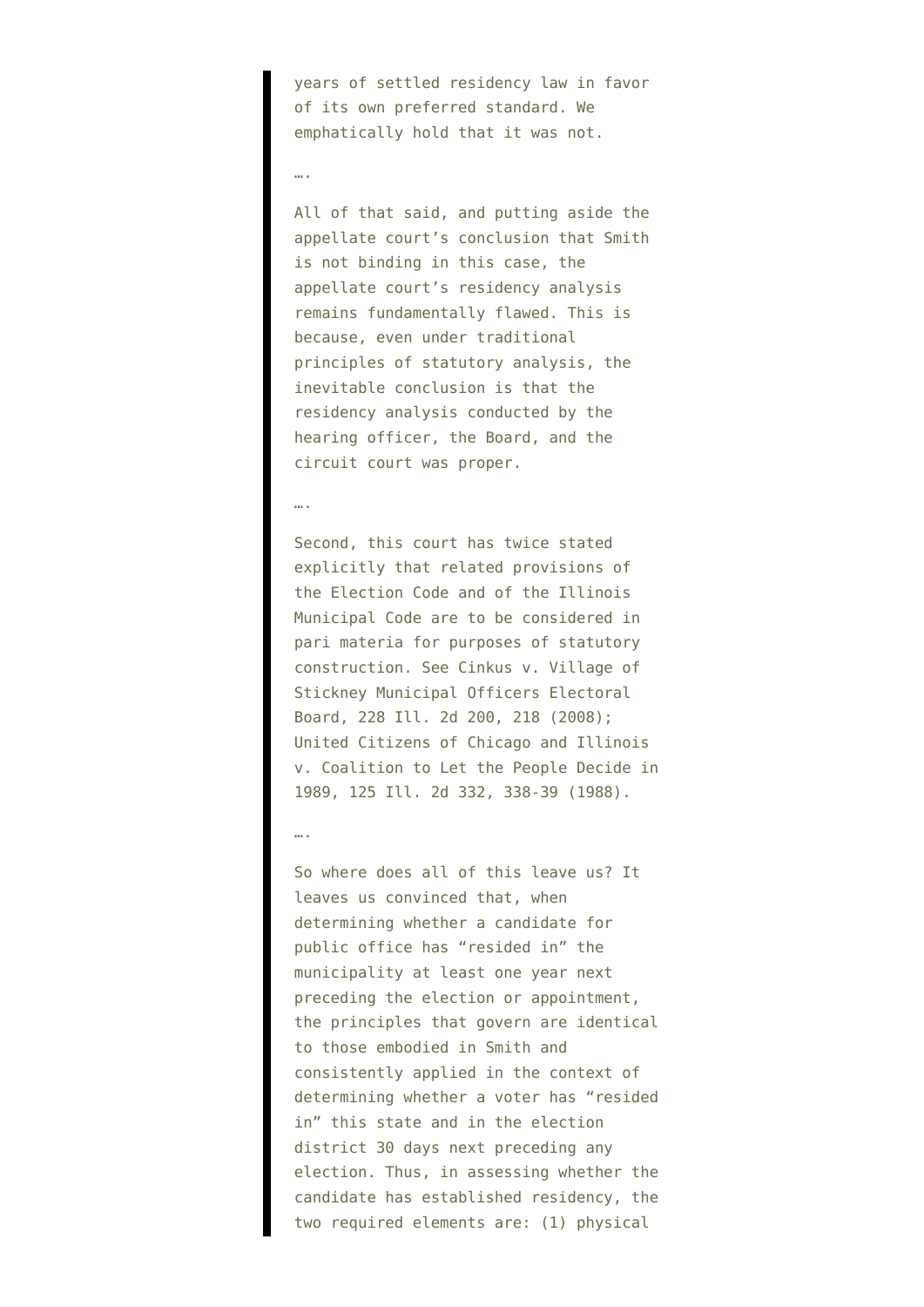> years of settled residency law in favor of its own preferred standard. We emphatically hold that it was not.
>
> ….
>
> All of that said, and putting aside the appellate court's conclusion that Smith is not binding in this case, the appellate court's residency analysis remains fundamentally flawed. This is because, even under traditional principles of statutory analysis, the inevitable conclusion is that the residency analysis conducted by the hearing officer, the Board, and the circuit court was proper.
>
> ….
>
> Second, this court has twice stated explicitly that related provisions of the Election Code and of the Illinois Municipal Code are to be considered in pari materia for purposes of statutory construction. See Cinkus v. Village of Stickney Municipal Officers Electoral Board, 228 Ill. 2d 200, 218 (2008); United Citizens of Chicago and Illinois v. Coalition to Let the People Decide in 1989, 125 Ill. 2d 332, 338-39 (1988).
>
> ….
>
> So where does all of this leave us? It leaves us convinced that, when determining whether a candidate for public office has "resided in" the municipality at least one year next preceding the election or appointment, the principles that govern are identical to those embodied in Smith and consistently applied in the context of determining whether a voter has "resided in" this state and in the election district 30 days next preceding any election. Thus, in assessing whether the candidate has established residency, the two required elements are: (1) physical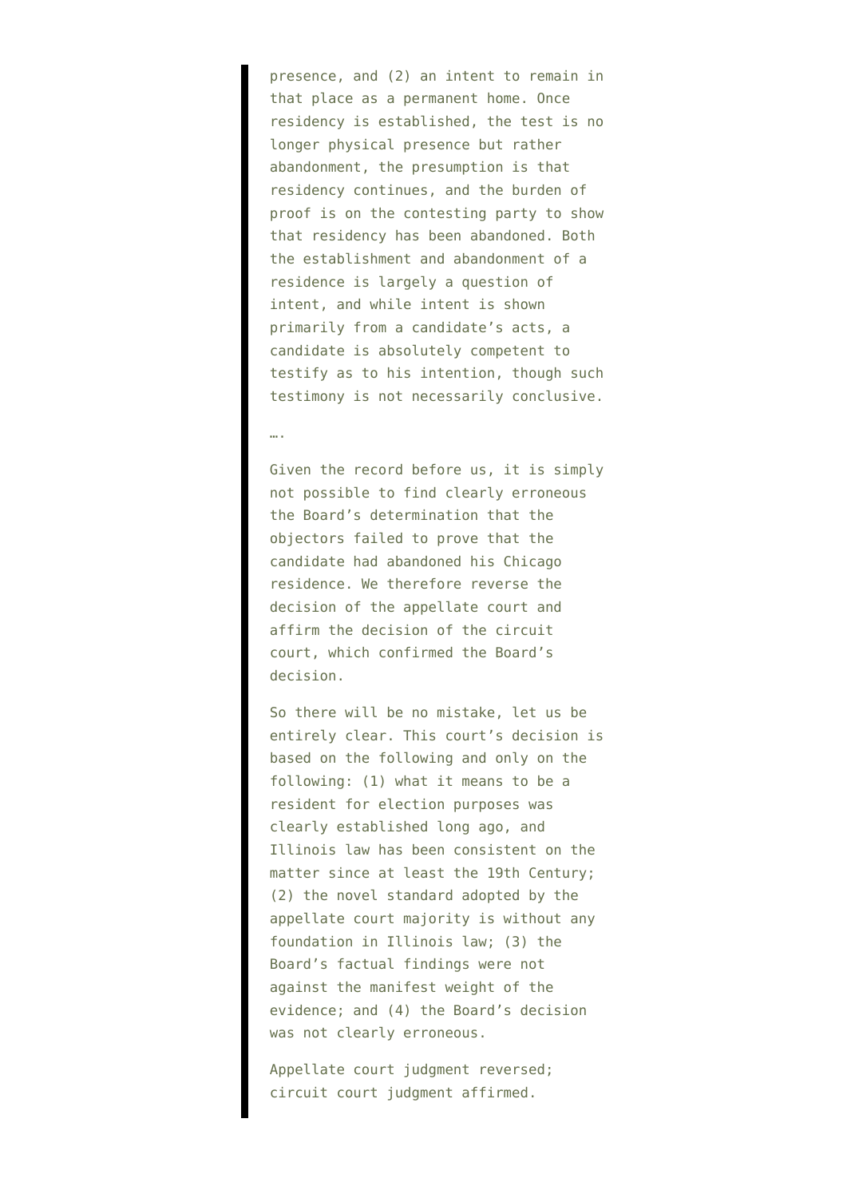> presence, and (2) an intent to remain in that place as a permanent home. Once residency is established, the test is no longer physical presence but rather abandonment, the presumption is that residency continues, and the burden of proof is on the contesting party to show that residency has been abandoned. Both the establishment and abandonment of a residence is largely a question of intent, and while intent is shown primarily from a candidate's acts, a candidate is absolutely competent to testify as to his intention, though such testimony is not necessarily conclusive.
>
> ….
>
> Given the record before us, it is simply not possible to find clearly erroneous the Board's determination that the objectors failed to prove that the candidate had abandoned his Chicago residence. We therefore reverse the decision of the appellate court and affirm the decision of the circuit court, which confirmed the Board's decision.
>
> So there will be no mistake, let us be entirely clear. This court's decision is based on the following and only on the following: (1) what it means to be a resident for election purposes was clearly established long ago, and Illinois law has been consistent on the matter since at least the 19th Century; (2) the novel standard adopted by the appellate court majority is without any foundation in Illinois law; (3) the Board's factual findings were not against the manifest weight of the evidence; and (4) the Board's decision was not clearly erroneous.
>
> Appellate court judgment reversed; circuit court judgment affirmed.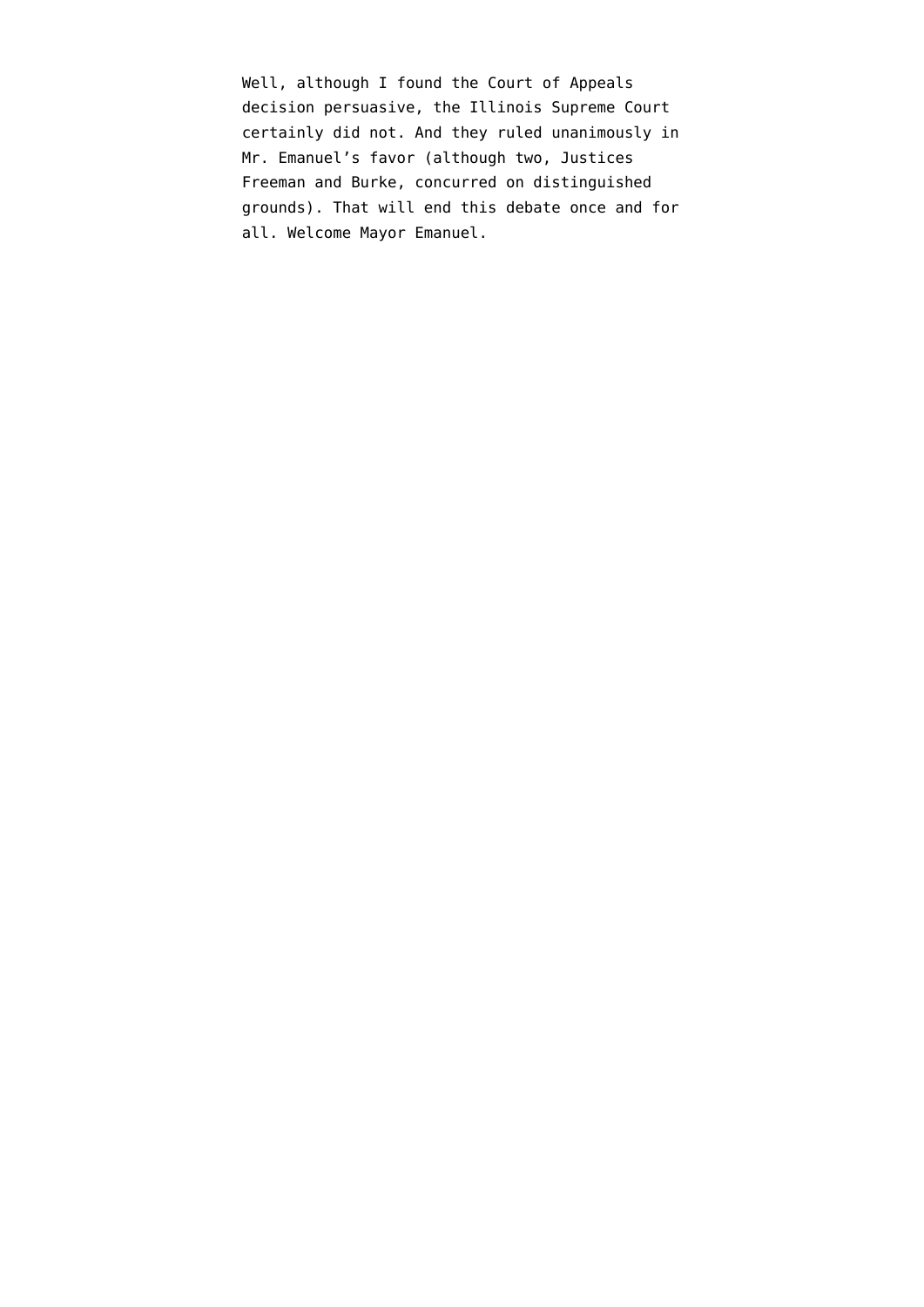Well, although I found the Court of Appeals decision persuasive, the Illinois Supreme Court certainly did not. And they ruled unanimously in Mr. Emanuel's favor (although two, Justices Freeman and Burke, concurred on distinguished grounds). That will end this debate once and for all. Welcome Mayor Emanuel.